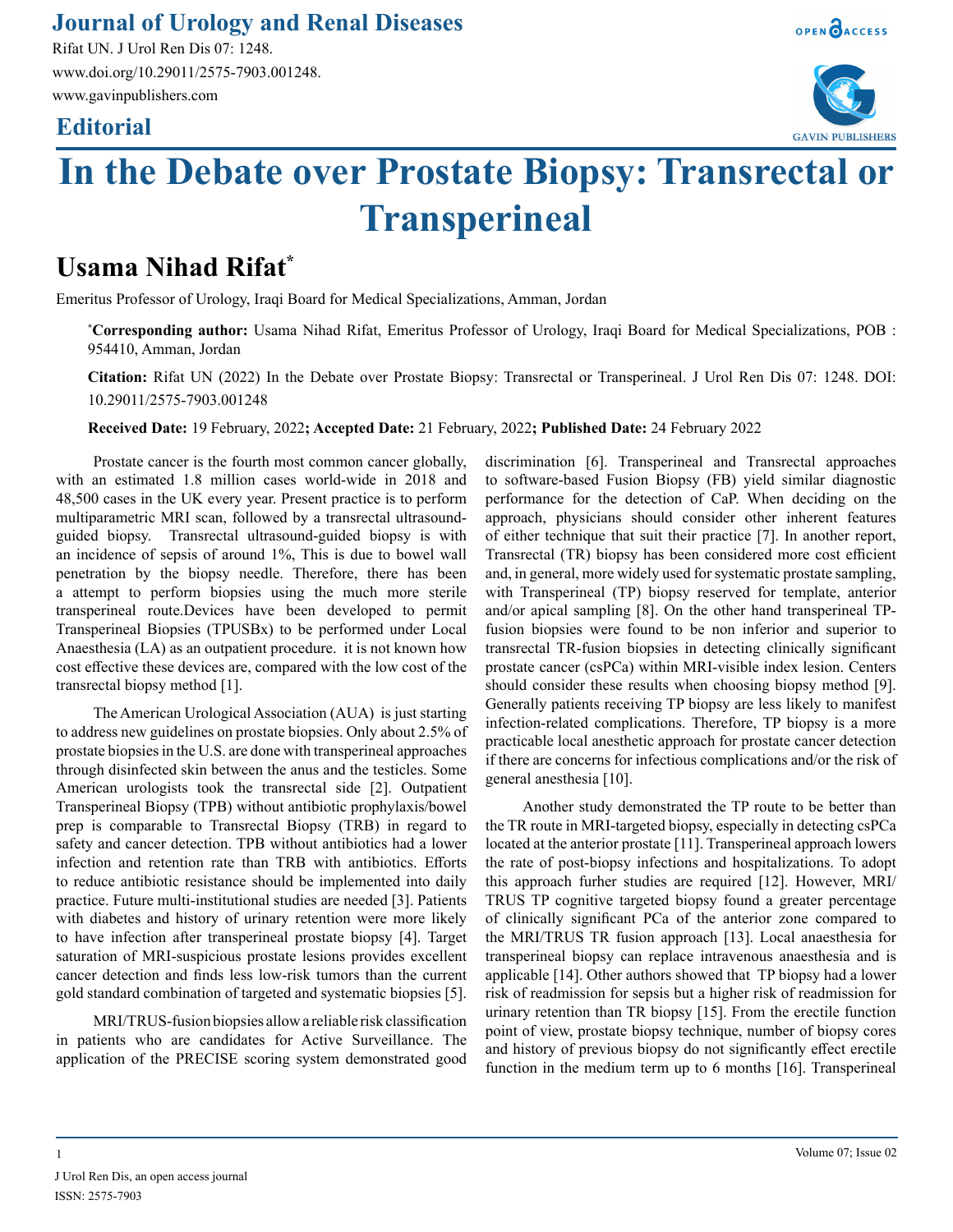**Editorial**

# In the Debate over Prostate Biopsy: Transrectal or Transperineal

## Usama Nihad Rifat*

Emeritus Professor of Urology, Iraqi Board for Medical Specializations, Amman, Jordan

***Corresponding author:** Usama Nihad Rifat, Emeritus Professor of Urology, Iraqi Board for Medical Specializations, POB : 954410, Amman, Jordan

**Citation:** Rifat UN (2022) In the Debate over Prostate Biopsy: Transrectal or Transperineal. J Urol Ren Dis 07: 1248. DOI: 10.29011/2575-7903.001248

**Received Date:** 19 February, 2022**; Accepted Date:** 21 February, 2022**; Published Date:** 24 February 2022

Prostate cancer is the fourth most common cancer globally, with an estimated 1.8 million cases world-wide in 2018 and 48,500 cases in the UK every year. Present practice is to perform multiparametric MRI scan, followed by a transrectal ultrasound-guided biopsy. Transrectal ultrasound-guided biopsy is with an incidence of sepsis of around 1%, This is due to bowel wall penetration by the biopsy needle. Therefore, there has been a attempt to perform biopsies using the much more sterile transperineal route.Devices have been developed to permit Transperineal Biopsies (TPUSBx) to be performed under Local Anaesthesia (LA) as an outpatient procedure. it is not known how cost effective these devices are, compared with the low cost of the transrectal biopsy method [1].

The American Urological Association (AUA) is just starting to address new guidelines on prostate biopsies. Only about 2.5% of prostate biopsies in the U.S. are done with transperineal approaches through disinfected skin between the anus and the testicles. Some American urologists took the transrectal side [2]. Outpatient Transperineal Biopsy (TPB) without antibiotic prophylaxis/bowel prep is comparable to Transrectal Biopsy (TRB) in regard to safety and cancer detection. TPB without antibiotics had a lower infection and retention rate than TRB with antibiotics. Efforts to reduce antibiotic resistance should be implemented into daily practice. Future multi-institutional studies are needed [3]. Patients with diabetes and history of urinary retention were more likely to have infection after transperineal prostate biopsy [4]. Target saturation of MRI-suspicious prostate lesions provides excellent cancer detection and finds less low-risk tumors than the current gold standard combination of targeted and systematic biopsies [5].

MRI/TRUS-fusion biopsies allow a reliable risk classification in patients who are candidates for Active Surveillance. The application of the PRECISE scoring system demonstrated good discrimination [6]. Transperineal and Transrectal approaches to software-based Fusion Biopsy (FB) yield similar diagnostic performance for the detection of CaP. When deciding on the approach, physicians should consider other inherent features of either technique that suit their practice [7]. In another report, Transrectal (TR) biopsy has been considered more cost efficient and, in general, more widely used for systematic prostate sampling, with Transperineal (TP) biopsy reserved for template, anterior and/or apical sampling [8]. On the other hand transperineal TP-fusion biopsies were found to be non inferior and superior to transrectal TR-fusion biopsies in detecting clinically significant prostate cancer (csPCa) within MRI-visible index lesion. Centers should consider these results when choosing biopsy method [9]. Generally patients receiving TP biopsy are less likely to manifest infection-related complications. Therefore, TP biopsy is a more practicable local anesthetic approach for prostate cancer detection if there are concerns for infectious complications and/or the risk of general anesthesia [10].

Another study demonstrated the TP route to be better than the TR route in MRI-targeted biopsy, especially in detecting csPCa located at the anterior prostate [11]. Transperineal approach lowers the rate of post-biopsy infections and hospitalizations. To adopt this approach furher studies are required [12]. However, MRI/TRUS TP cognitive targeted biopsy found a greater percentage of clinically significant PCa of the anterior zone compared to the MRI/TRUS TR fusion approach [13]. Local anaesthesia for transperineal biopsy can replace intravenous anaesthesia and is applicable [14]. Other authors showed that TP biopsy had a lower risk of readmission for sepsis but a higher risk of readmission for urinary retention than TR biopsy [15]. From the erectile function point of view, prostate biopsy technique, number of biopsy cores and history of previous biopsy do not significantly effect erectile function in the medium term up to 6 months [16]. Transperineal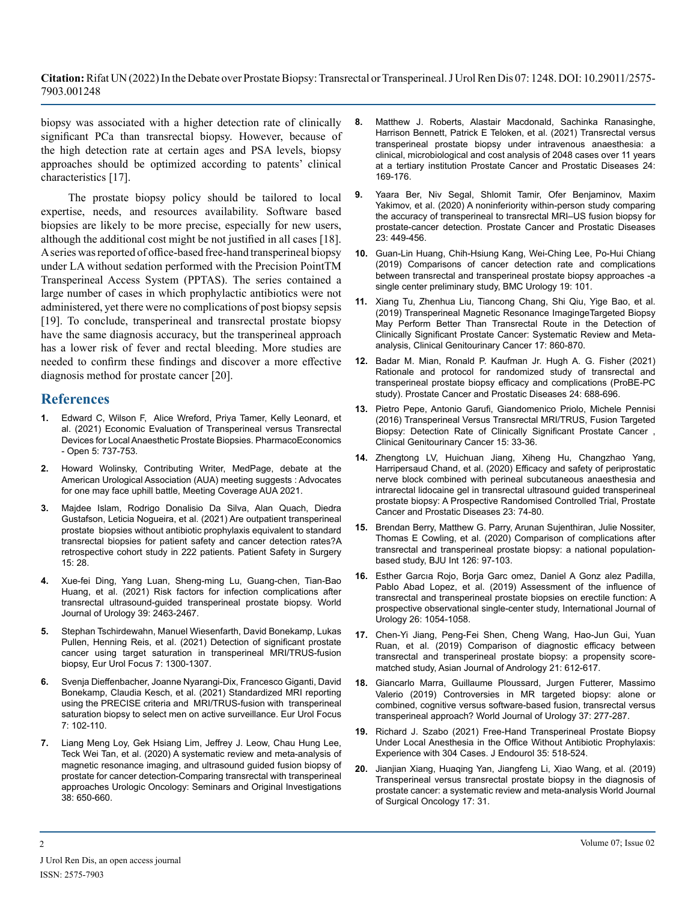biopsy was associated with a higher detection rate of clinically significant PCa than transrectal biopsy. However, because of the high detection rate at certain ages and PSA levels, biopsy approaches should be optimized according to patents' clinical characteristics [17].

The prostate biopsy policy should be tailored to local expertise, needs, and resources availability. Software based biopsies are likely to be more precise, especially for new users, although the additional cost might be not justified in all cases [18]. A series was reported of office-based free-hand transperineal biopsy under LA without sedation performed with the Precision PointTM Transperineal Access System (PPTAS). The series contained a large number of cases in which prophylactic antibiotics were not administered, yet there were no complications of post biopsy sepsis [19]. To conclude, transperineal and transrectal prostate biopsy have the same diagnosis accuracy, but the transperineal approach has a lower risk of fever and rectal bleeding. More studies are needed to confirm these findings and discover a more effective diagnosis method for prostate cancer [20].

## References

1. Edward C, Wilson F, Alice Wreford, Priya Tamer, Kelly Leonard, et al. (2021) Economic Evaluation of Transperineal versus Transrectal Devices for Local Anaesthetic Prostate Biopsies. PharmacoEconomics - Open 5: 737-753.
2. Howard Wolinsky, Contributing Writer, MedPage, debate at the American Urological Association (AUA) meeting suggests : Advocates for one may face uphill battle, Meeting Coverage AUA 2021.
3. Majdee Islam, Rodrigo Donalisio Da Silva, Alan Quach, Diedra Gustafson, Leticia Nogueira, et al. (2021) Are outpatient transperineal prostate biopsies without antibiotic prophylaxis equivalent to standard transrectal biopsies for patient safety and cancer detection rates?A retrospective cohort study in 222 patients. Patient Safety in Surgery 15: 28.
4. Xue-fei Ding, Yang Luan, Sheng-ming Lu, Guang-chen, Tian-Bao Huang, et al. (2021) Risk factors for infection complications after transrectal ultrasound-guided transperineal prostate biopsy. World Journal of Urology 39: 2463-2467.
5. Stephan Tschirdewahn, Manuel Wiesenfarth, David Bonekamp, Lukas Pullen, Henning Reis, et al. (2021) Detection of significant prostate cancer using target saturation in transperineal MRI/TRUS-fusion biopsy, Eur Urol Focus 7: 1300-1307.
6. Svenja Dieffenbacher, Joanne Nyarangi-Dix, Francesco Giganti, David Bonekamp, Claudia Kesch, et al. (2021) Standardized MRI reporting using the PRECISE criteria and MRI/TRUS-fusion with transperineal saturation biopsy to select men on active surveillance. Eur Urol Focus 7: 102-110.
7. Liang Meng Loy, Gek Hsiang Lim, Jeffrey J. Leow, Chau Hung Lee, Teck Wei Tan, et al. (2020) A systematic review and meta-analysis of magnetic resonance imaging, and ultrasound guided fusion biopsy of prostate for cancer detection-Comparing transrectal with transperineal approaches Urologic Oncology: Seminars and Original Investigations 38: 650-660.
8. Matthew J. Roberts, Alastair Macdonald, Sachinka Ranasinghe, Harrison Bennett, Patrick E Teloken, et al. (2021) Transrectal versus transperineal prostate biopsy under intravenous anaesthesia: a clinical, microbiological and cost analysis of 2048 cases over 11 years at a tertiary institution Prostate Cancer and Prostatic Diseases 24: 169-176.
9. Yaara Ber, Niv Segal, Shlomit Tamir, Ofer Benjaminov, Maxim Yakimov, et al. (2020) A noninferiority within-person study comparing the accuracy of transperineal to transrectal MRI–US fusion biopsy for prostate-cancer detection. Prostate Cancer and Prostatic Diseases 23: 449-456.
10. Guan-Lin Huang, Chih-Hsiung Kang, Wei-Ching Lee, Po-Hui Chiang (2019) Comparisons of cancer detection rate and complications between transrectal and transperineal prostate biopsy approaches -a single center preliminary study, BMC Urology 19: 101.
11. Xiang Tu, Zhenhua Liu, Tiancong Chang, Shi Qiu, Yige Bao, et al. (2019) Transperineal Magnetic Resonance ImagingeTargeted Biopsy May Perform Better Than Transrectal Route in the Detection of Clinically Significant Prostate Cancer: Systematic Review and Meta-analysis, Clinical Genitourinary Cancer 17: 860-870.
12. Badar M. Mian, Ronald P. Kaufman Jr. Hugh A. G. Fisher (2021) Rationale and protocol for randomized study of transrectal and transperineal prostate biopsy efficacy and complications (ProBE-PC study). Prostate Cancer and Prostatic Diseases 24: 688-696.
13. Pietro Pepe, Antonio Garufi, Giandomenico Priolo, Michele Pennisi (2016) Transperineal Versus Transrectal MRI/TRUS, Fusion Targeted Biopsy: Detection Rate of Clinically Significant Prostate Cancer , Clinical Genitourinary Cancer 15: 33-36.
14. Zhengtong LV, Huichuan Jiang, Xiheng Hu, Changzhao Yang, Harripersaud Chand, et al. (2020) Efficacy and safety of periprostatic nerve block combined with perineal subcutaneous anaesthesia and intrarectal lidocaine gel in transrectal ultrasound guided transperineal prostate biopsy: A Prospective Randomised Controlled Trial, Prostate Cancer and Prostatic Diseases 23: 74-80.
15. Brendan Berry, Matthew G. Parry, Arunan Sujenthiran, Julie Nossiter, Thomas E Cowling, et al. (2020) Comparison of complications after transrectal and transperineal prostate biopsy: a national population-based study, BJU Int 126: 97-103.
16. Esther Garcıa Rojo, Borja Garc omez, Daniel A Gonz alez Padilla, Pablo Abad Lopez, et al. (2019) Assessment of the influence of transrectal and transperineal prostate biopsies on erectile function: A prospective observational single-center study, International Journal of Urology 26: 1054-1058.
17. Chen-Yi Jiang, Peng-Fei Shen, Cheng Wang, Hao-Jun Gui, Yuan Ruan, et al. (2019) Comparison of diagnostic efficacy between transrectal and transperineal prostate biopsy: a propensity score-matched study, Asian Journal of Andrology 21: 612-617.
18. Giancarlo Marra, Guillaume Ploussard, Jurgen Futterer, Massimo Valerio (2019) Controversies in MR targeted biopsy: alone or combined, cognitive versus software-based fusion, transrectal versus transperineal approach? World Journal of Urology 37: 277-287.
19. Richard J. Szabo (2021) Free-Hand Transperineal Prostate Biopsy Under Local Anesthesia in the Office Without Antibiotic Prophylaxis: Experience with 304 Cases. J Endourol 35: 518-524.
20. Jianjian Xiang, Huaqing Yan, Jiangfeng Li, Xiao Wang, et al. (2019) Transperineal versus transrectal prostate biopsy in the diagnosis of prostate cancer: a systematic review and meta-analysis World Journal of Surgical Oncology 17: 31.